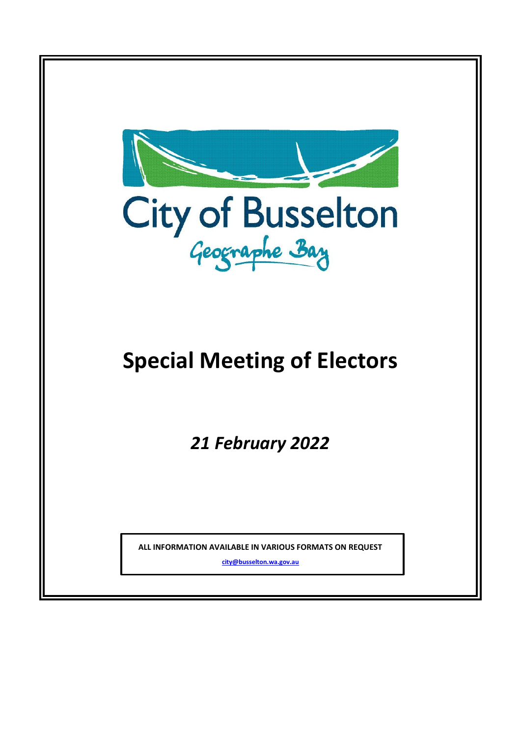City of Busselton

Geographe Bay

# Special Meeting of Electors

***21 February 2022***

**ALL INFORMATION AVAILABLE IN VARIOUS FORMATS ON REQUEST**

**city@busselton.wa.gov.au**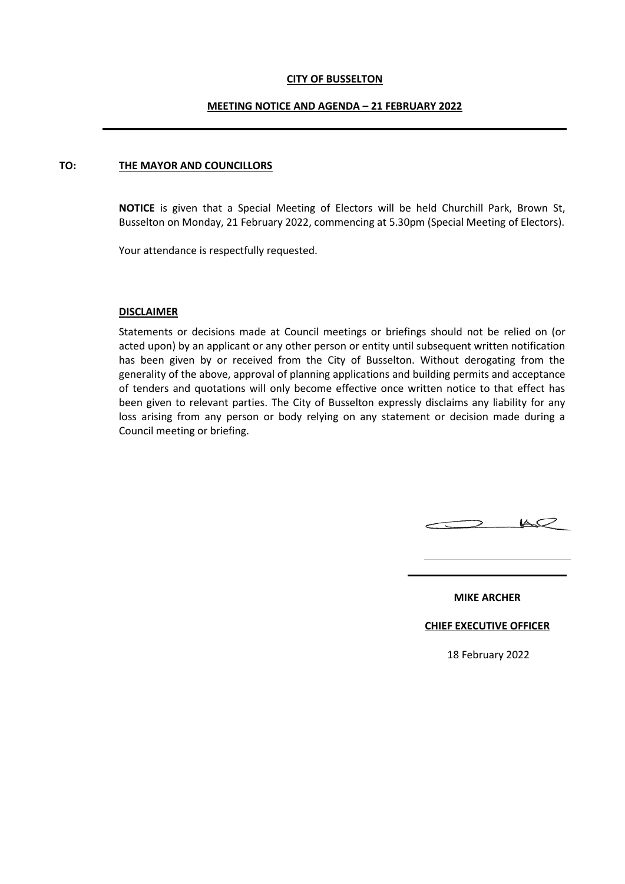**CITY OF BUSSELTON**

**MEETING NOTICE AND AGENDA – 21 FEBRUARY 2022**

---

**TO: THE MAYOR AND COUNCILLORS**

**NOTICE** is given that a Special Meeting of Electors will be held Churchill Park, Brown St, Busselton on Monday, 21 February 2022, commencing at 5.30pm (Special Meeting of Electors).

Your attendance is respectfully requested.

**DISCLAIMER**

Statements or decisions made at Council meetings or briefings should not be relied on (or acted upon) by an applicant or any other person or entity until subsequent written notification has been given by or received from the City of Busselton. Without derogating from the generality of the above, approval of planning applications and building permits and acceptance of tenders and quotations will only become effective once written notice to that effect has been given to relevant parties. The City of Busselton expressly disclaims any liability for any loss arising from any person or body relying on any statement or decision made during a Council meeting or briefing.

**MIKE ARCHER**

**CHIEF EXECUTIVE OFFICER**

18 February 2022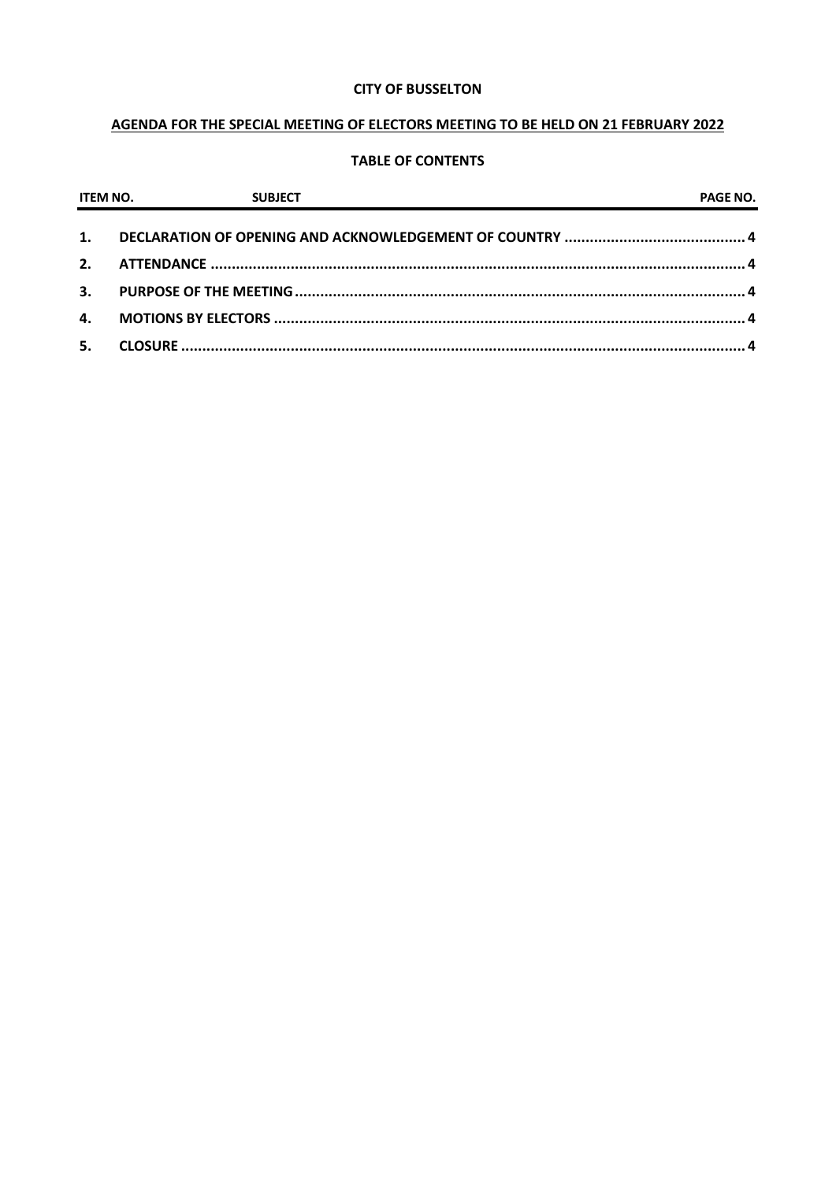**CITY OF BUSSELTON**

**AGENDA FOR THE SPECIAL MEETING OF ELECTORS MEETING TO BE HELD ON 21 FEBRUARY 2022**

**TABLE OF CONTENTS**

| ITEM NO. | SUBJECT | PAGE NO. |
|---|---|---|
| 1. | DECLARATION OF OPENING AND ACKNOWLEDGEMENT OF COUNTRY | 4 |
| 2. | ATTENDANCE | 4 |
| 3. | PURPOSE OF THE MEETING | 4 |
| 4. | MOTIONS BY ELECTORS | 4 |
| 5. | CLOSURE | 4 |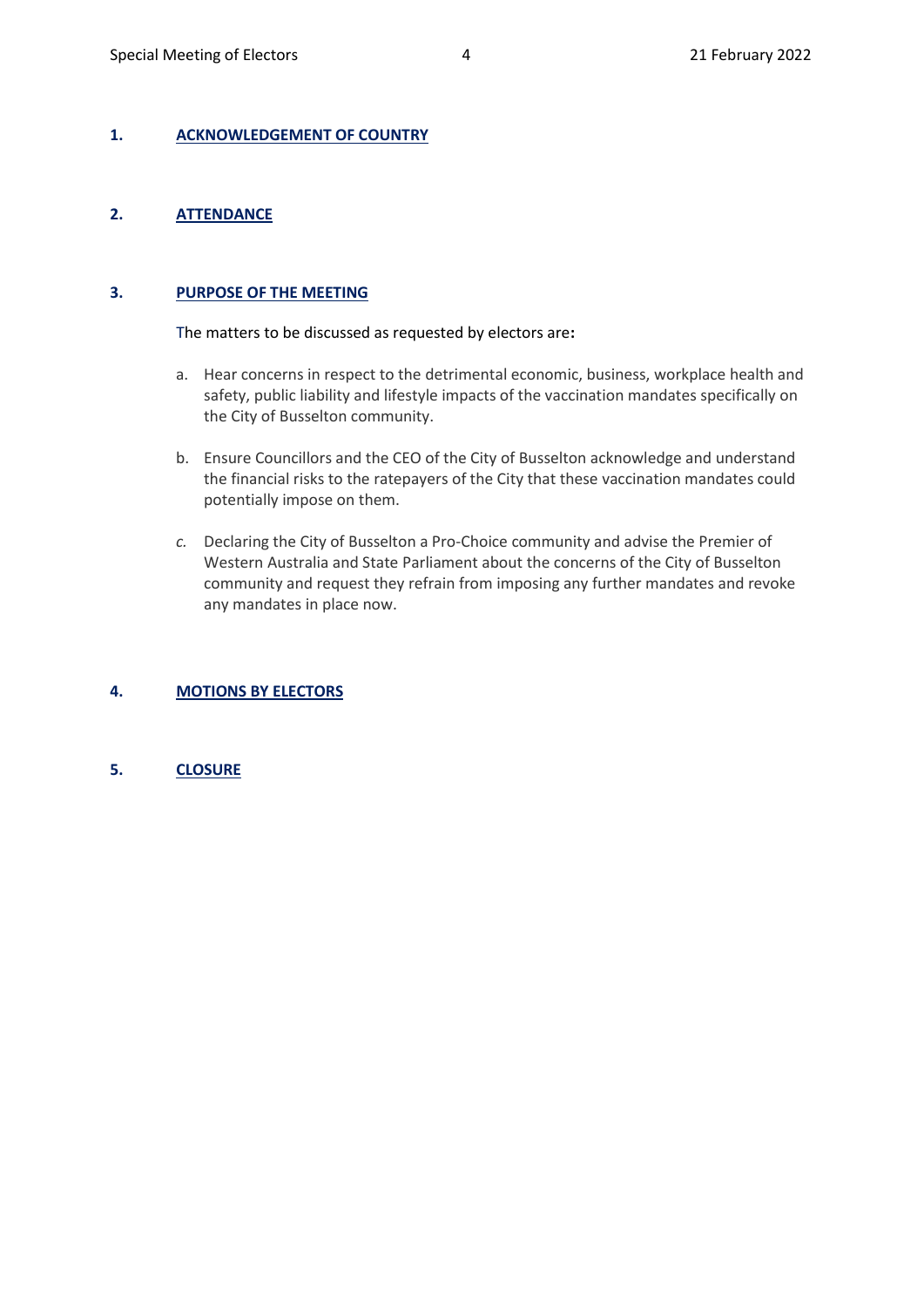## 1. ACKNOWLEDGEMENT OF COUNTRY

## 2. ATTENDANCE

## 3. PURPOSE OF THE MEETING

The matters to be discussed as requested by electors are**:**

a. Hear concerns in respect to the detrimental economic, business, workplace health and safety, public liability and lifestyle impacts of the vaccination mandates specifically on the City of Busselton community.

b. Ensure Councillors and the CEO of the City of Busselton acknowledge and understand the financial risks to the ratepayers of the City that these vaccination mandates could potentially impose on them.

c. Declaring the City of Busselton a Pro-Choice community and advise the Premier of Western Australia and State Parliament about the concerns of the City of Busselton community and request they refrain from imposing any further mandates and revoke any mandates in place now.

## 4. MOTIONS BY ELECTORS

## 5. CLOSURE